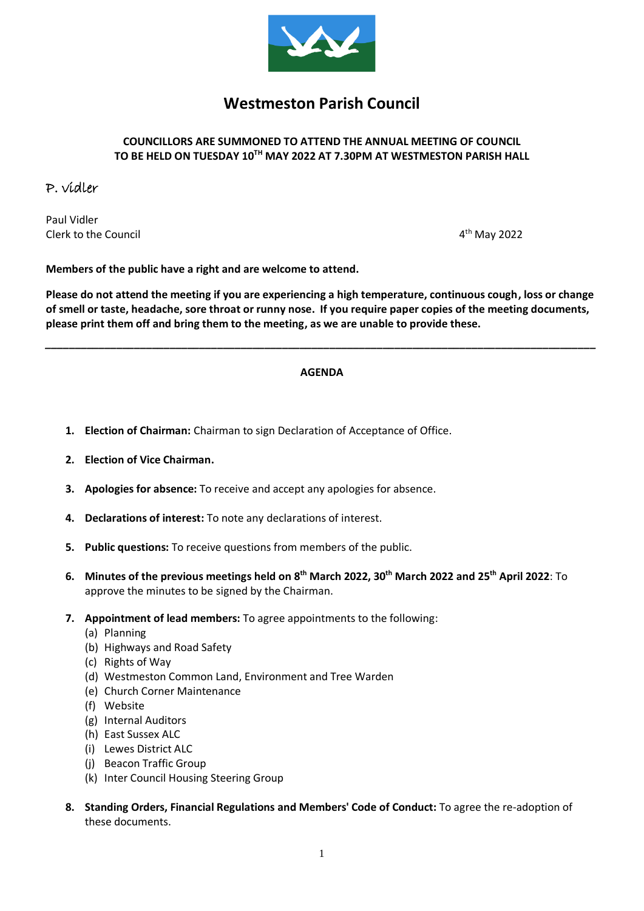# Westmeston Parish Council

**COUNCILLORS ARE SUMMONED TO ATTEND THE ANNUAL MEETING OF COUNCIL TO BE HELD ON TUESDAY 10TH MAY 2022 AT 7.30PM AT WESTMESTON PARISH HALL**

P. Vidler

Paul Vidler
Clerk to the Council

4th May 2022

**Members of the public have a right and are welcome to attend.**

**Please do not attend the meeting if you are experiencing a high temperature, continuous cough, loss or change of smell or taste, headache, sore throat or runny nose. If you require paper copies of the meeting documents, please print them off and bring them to the meeting, as we are unable to provide these.**

---

**AGENDA**

1. **Election of Chairman:** Chairman to sign Declaration of Acceptance of Office.

2. **Election of Vice Chairman.**

3. **Apologies for absence:** To receive and accept any apologies for absence.

4. **Declarations of interest:** To note any declarations of interest.

5. **Public questions:** To receive questions from members of the public.

6. **Minutes of the previous meetings held on 8th March 2022, 30th March 2022 and 25th April 2022**: To approve the minutes to be signed by the Chairman.

7. **Appointment of lead members:** To agree appointments to the following:
   (a) Planning
   (b) Highways and Road Safety
   (c) Rights of Way
   (d) Westmeston Common Land, Environment and Tree Warden
   (e) Church Corner Maintenance
   (f) Website
   (g) Internal Auditors
   (h) East Sussex ALC
   (i) Lewes District ALC
   (j) Beacon Traffic Group
   (k) Inter Council Housing Steering Group

8. **Standing Orders, Financial Regulations and Members' Code of Conduct:** To agree the re-adoption of these documents.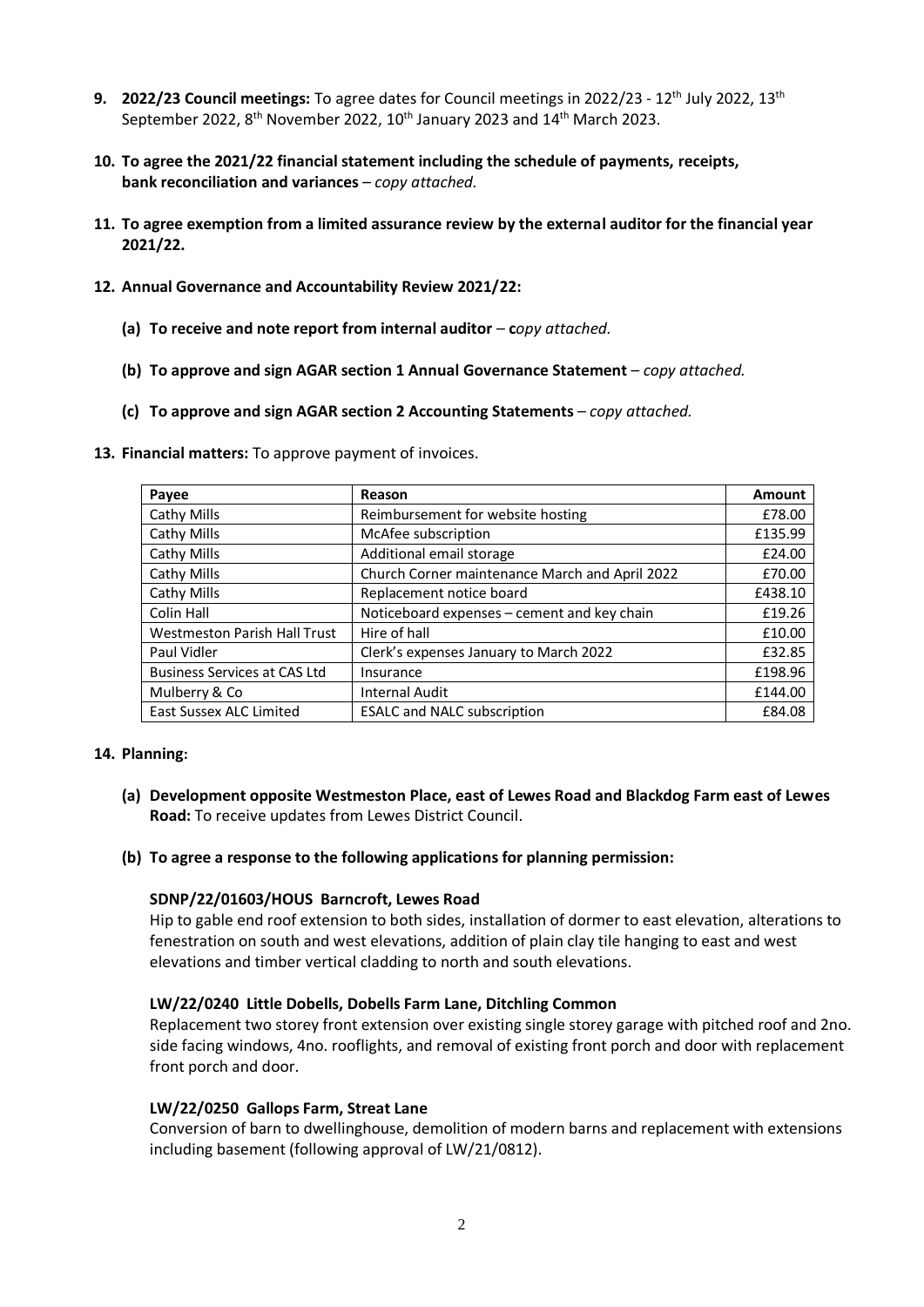**9. 2022/23 Council meetings:** To agree dates for Council meetings in 2022/23 - 12th July 2022, 13th September 2022, 8th November 2022, 10th January 2023 and 14th March 2023.

**10. To agree the 2021/22 financial statement including the schedule of payments, receipts, bank reconciliation and variances** – *copy attached.*

**11. To agree exemption from a limited assurance review by the external auditor for the financial year 2021/22.**

**12. Annual Governance and Accountability Review 2021/22:**

**(a) To receive and note report from internal auditor** – **c***opy attached.*

**(b) To approve and sign AGAR section 1 Annual Governance Statement** – *copy attached.*

**(c) To approve and sign AGAR section 2 Accounting Statements** – *copy attached.*

**13. Financial matters:** To approve payment of invoices.

| Payee | Reason | Amount |
|---|---|---|
| Cathy Mills | Reimbursement for website hosting | £78.00 |
| Cathy Mills | McAfee subscription | £135.99 |
| Cathy Mills | Additional email storage | £24.00 |
| Cathy Mills | Church Corner maintenance March and April 2022 | £70.00 |
| Cathy Mills | Replacement notice board | £438.10 |
| Colin Hall | Noticeboard expenses – cement and key chain | £19.26 |
| Westmeston Parish Hall Trust | Hire of hall | £10.00 |
| Paul Vidler | Clerk's expenses January to March 2022 | £32.85 |
| Business Services at CAS Ltd | Insurance | £198.96 |
| Mulberry & Co | Internal Audit | £144.00 |
| East Sussex ALC Limited | ESALC and NALC subscription | £84.08 |

**14. Planning:**

**(a) Development opposite Westmeston Place, east of Lewes Road and Blackdog Farm east of Lewes Road:** To receive updates from Lewes District Council.

**(b) To agree a response to the following applications for planning permission:**

**SDNP/22/01603/HOUS Barncroft, Lewes Road**
Hip to gable end roof extension to both sides, installation of dormer to east elevation, alterations to fenestration on south and west elevations, addition of plain clay tile hanging to east and west elevations and timber vertical cladding to north and south elevations.

**LW/22/0240 Little Dobells, Dobells Farm Lane, Ditchling Common**
Replacement two storey front extension over existing single storey garage with pitched roof and 2no. side facing windows, 4no. rooflights, and removal of existing front porch and door with replacement front porch and door.

**LW/22/0250 Gallops Farm, Streat Lane**
Conversion of barn to dwellinghouse, demolition of modern barns and replacement with extensions including basement (following approval of LW/21/0812).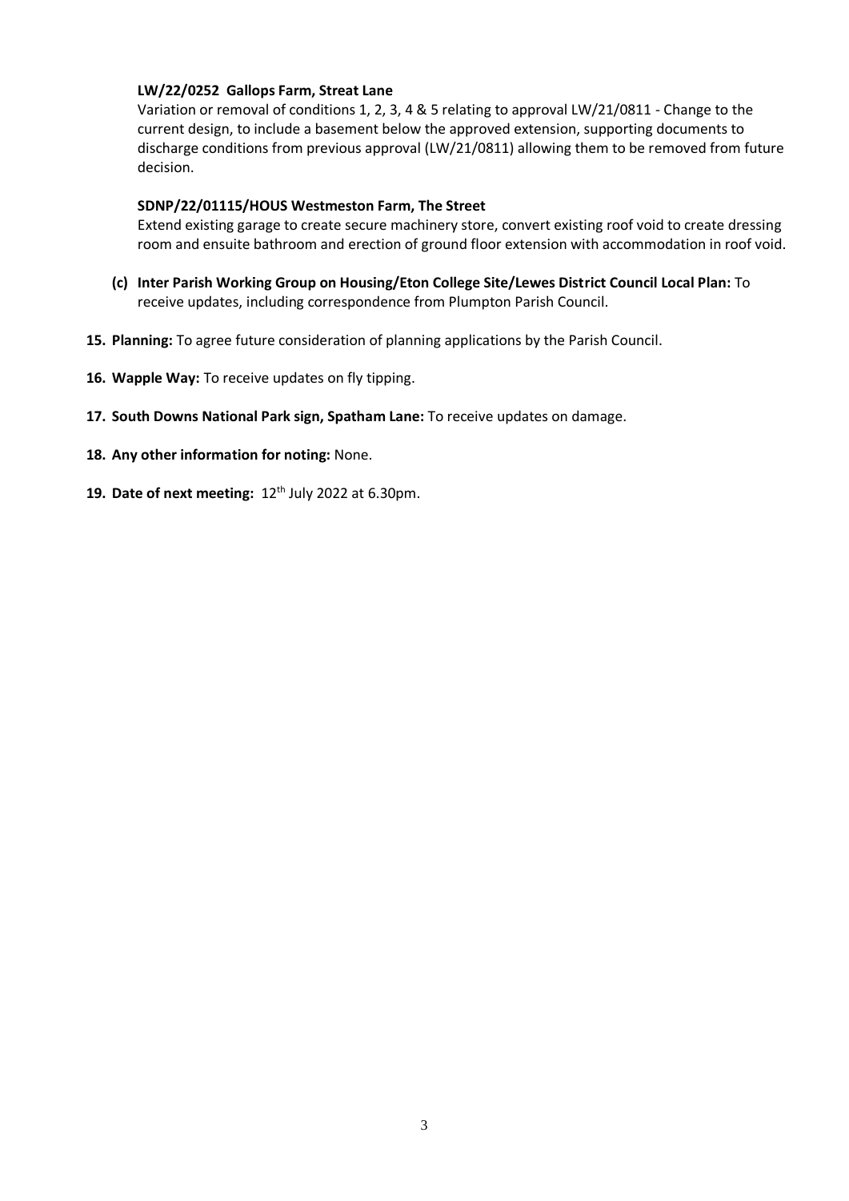**LW/22/0252 Gallops Farm, Streat Lane**

Variation or removal of conditions 1, 2, 3, 4 & 5 relating to approval LW/21/0811 - Change to the current design, to include a basement below the approved extension, supporting documents to discharge conditions from previous approval (LW/21/0811) allowing them to be removed from future decision.

**SDNP/22/01115/HOUS Westmeston Farm, The Street**

Extend existing garage to create secure machinery store, convert existing roof void to create dressing room and ensuite bathroom and erection of ground floor extension with accommodation in roof void.

**(c) Inter Parish Working Group on Housing/Eton College Site/Lewes District Council Local Plan:** To receive updates, including correspondence from Plumpton Parish Council.

**15. Planning:** To agree future consideration of planning applications by the Parish Council.

**16. Wapple Way:** To receive updates on fly tipping.

**17. South Downs National Park sign, Spatham Lane:** To receive updates on damage.

**18. Any other information for noting:** None.

**19. Date of next meeting:** 12th July 2022 at 6.30pm.